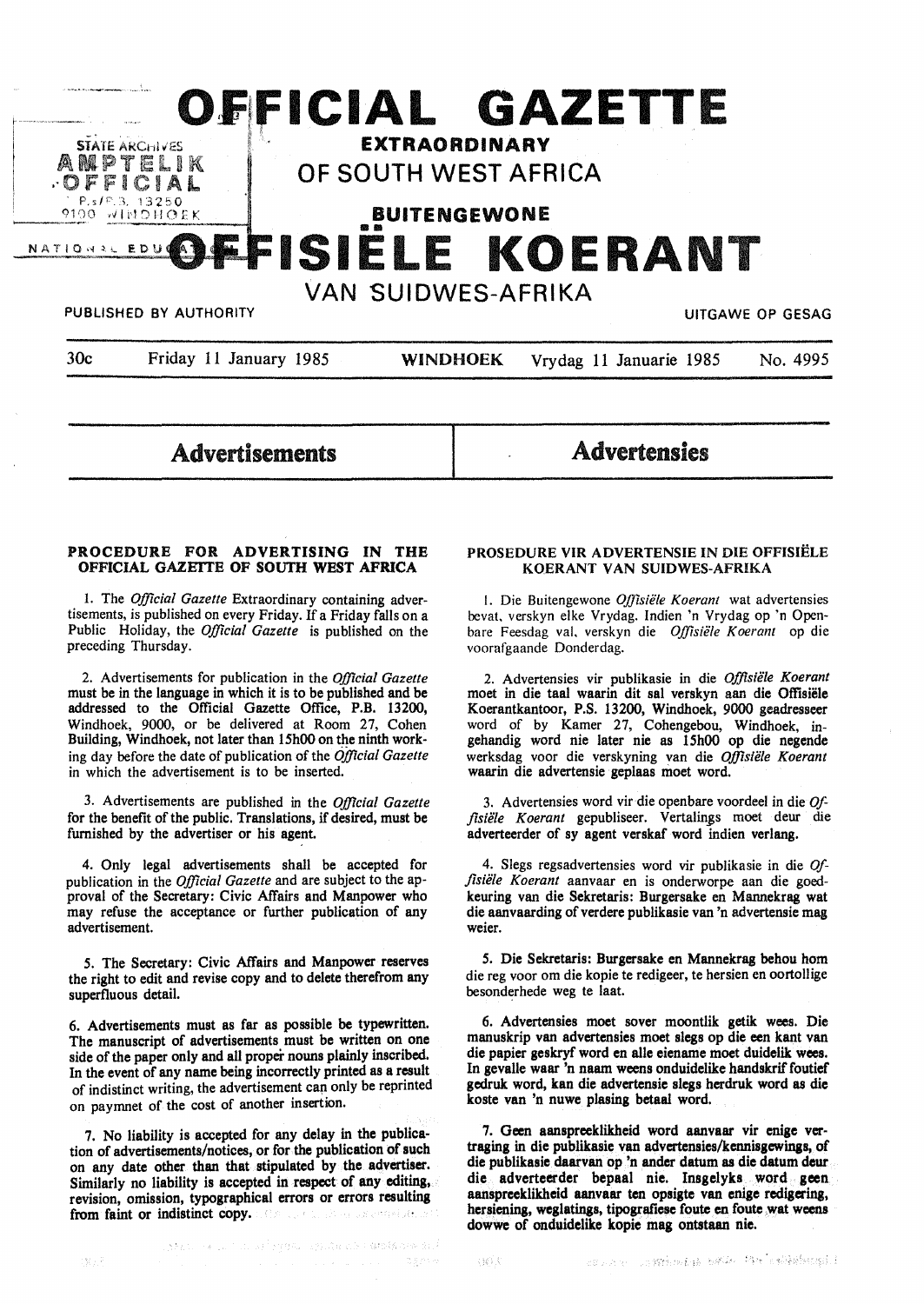# OFFICIAL GAZETTE

## EXTRAORDINARY

## OF SOUTH WEST AFRICA

## BUITENGEWONE

# OFFISIËLE KOERANT

## VAN SUIDWES-AFRIKA

PUBLISHED BY AUTHORITY — UITGAWE OP GESAG

30c — Friday 11 January 1985 — **WINDHOEK** — Vrydag 11 Januarie 1985 — No. 4995

# Advertisements

# Advertensies

### PROCEDURE FOR ADVERTISING IN THE OFFICIAL GAZETTE OF SOUTH WEST AFRICA

1. The *Official Gazette* Extraordinary containing advertisements, is published on every Friday. If a Friday falls on a Public Holiday, the *Official Gazette* is published on the preceding Thursday.

2. Advertisements for publication in the *Official Gazette* must be in the language in which it is to be published and be addressed to the Official Gazette Office, P.B. 13200, Windhoek, 9000, or be delivered at Room 27, Cohen Building, Windhoek, not later than 15h00 on the ninth working day before the date of publication of the *Official Gazette* in which the advertisement is to be inserted.

3. Advertisements are published in the *Official Gazette* for the benefit of the public. Translations, if desired, must be furnished by the advertiser or his agent.

4. Only legal advertisements shall be accepted for publication in the *Official Gazette* and are subject to the approval of the Secretary: Civic Affairs and Manpower who may refuse the acceptance or further publication of any advertisement.

5. The Secretary: Civic Affairs and Manpower reserves the right to edit and revise copy and to delete therefrom any superfluous detail.

6. Advertisements must as far as possible be typewritten. The manuscript of advertisements must be written on one side of the paper only and all proper nouns plainly inscribed. In the event of any name being incorrectly printed as a result of indistinct writing, the advertisement can only be reprinted on paymnet of the cost of another insertion.

7. No liability is accepted for any delay in the publication of advertisements/notices, or for the publication of such on any date other than that stipulated by the advertiser. Similarly no liability is accepted in respect of any editing, revision, omission, typographical errors or errors resulting from faint or indistinct copy.

### PROSEDURE VIR ADVERTENSIE IN DIE OFFISIËLE KOERANT VAN SUIDWES-AFRIKA

1. Die Buitengewone *Offisiële Koerant* wat advertensies bevat, verskyn elke Vrydag. Indien 'n Vrydag op 'n Openbare Feesdag val, verskyn die *Offisiële Koerant* op die voorafgaande Donderdag.

2. Advertensies vir publikasie in die *Offisiële Koerant* moet in die taal waarin dit sal verskyn aan die Offisiële Koerantkantoor, P.S. 13200, Windhoek, 9000 geadresseer word of by Kamer 27, Cohengebou, Windhoek, ingehandig word nie later nie as 15h00 op die negende werksdag voor die verskyning van die *Offisiële Koerant* waarin die advertensie geplaas moet word.

3. Advertensies word vir die openbare voordeel in die *Offisiële Koerant* gepubliseer. Vertalings moet deur die adverteerder of sy agent verskaf word indien verlang.

4. Slegs regsadvertensies word vir publikasie in die *Offisiële Koerant* aanvaar en is onderworpe aan die goedkeuring van die Sekretaris: Burgersake en Mannekrag wat die aanvaarding of verdere publikasie van 'n advertensie mag weier.

5. Die Sekretaris: Burgersake en Mannekrag behou hom die reg voor om die kopie te redigeer, te hersien en oortollige besonderhede weg te laat.

6. Advertensies moet sover moontlik getik wees. Die manuskrip van advertensies moet slegs op die een kant van die papier geskryf word en alle eiename moet duidelik wees. In gevalle waar 'n naam weens onduidelike handskrif foutief gedruk word, kan die advertensie slegs herdruk word as die koste van 'n nuwe plasing betaal word.

7. Geen aanspreeklikheid word aanvaar vir enige vertraging in die publikasie van advertensies/kennisgewings, of die publikasie daarvan op 'n ander datum as die datum deur die adverteerder bepaal nie. Insgelyks word geen aanspreeklikheid aanvaar ten opsigte van enige redigering, hersiening, weglatings, tipografiese foute en foute wat weens dowwe of onduidelike kopie mag ontstaan nie.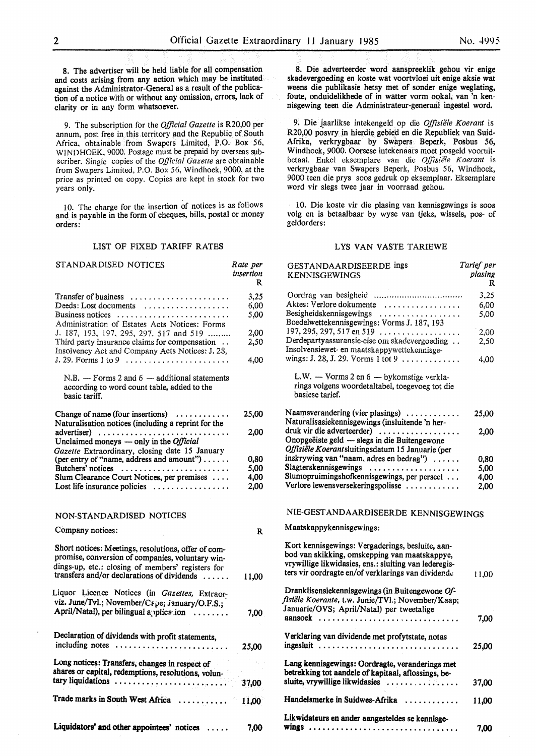8. The advertiser will be held liable for all compensation and costs arising from any action which may be instituted against the Administrator-General as a result of the publication of a notice with or without any omission, errors, lack of clarity or in any form whatsoever.

9. The subscription for the *Official Gazette* is R20,00 per annum, post free in this territory and the Republic of South Africa, obtainable from Swapers Limited, P.O. Box 56, WINDHOEK, 9000. Postage must be prepaid by overseas subscriber. Single copies of the *Official Gazette* are obtainable from Swapers Limited, P.O. Box 56, Windhoek, 9000, at the price as printed on copy. Copies are kept in stock for two years only.

10. The charge for the insertion of notices is as follows and is payable in the form of cheques, bills, postal or money orders:

## LIST OF FIXED TARIFF RATES

| STANDARDISED NOTICES | Rate per insertion R |
|---|---|
| Transfer of business | 3,25 |
| Deeds: Lost documents | 6,00 |
| Business notices | 5,00 |
| Administration of Estates Acts Notices: Forms J. 187, 193, 197, 295, 297, 517 and 519 | 2,00 |
| Third party insurance claims for compensation | 2,50 |
| Insolvency Act and Company Acts Notices: J. 28, J. 29. Forms 1 to 9 | 4,00 |

N.B. — Forms 2 and 6 — additional statements according to word count table, added to the basic tariff.

| | |
|---|---|
| Change of name (four insertions) | 25,00 |
| Naturalisation notices (including a reprint for the advertiser) | 2,00 |
| Unclaimed moneys — only in the *Official Gazette* Extraordinary, closing date 15 January (per entry of "name, address and amount") | 0,80 |
| Butchers' notices | 5,00 |
| Slum Clearance Court Notices, per premises | 4,00 |
| Lost life insurance policies | 2,00 |

## NON-STANDARDISED NOTICES

| Company notices: | R |
|---|---|
| Short notices: Meetings, resolutions, offer of compromise, conversion of companies, voluntary windings-up, etc.: closing of members' registers for transfers and/or declarations of dividends | 11,00 |
| Liquor Licence Notices (in *Gazettes*, Extraor. viz. June/Tvl.; November/Cape; January/O.F.S.; April/Natal), per bilingual application | 7,00 |
| Declaration of dividends with profit statements, including notes | 25,00 |
| Long notices: Transfers, changes in respect of shares or capital, redemptions, resolutions, voluntary liquidations | 37,00 |
| Trade marks in South West Africa | 11,00 |
| Liquidators' and other appointees' notices | 7,00 |

8. Die adverteerder word aanspreeklik gehou vir enige skadevergoeding en koste wat voortvloei uit enige aksie wat weens die publikasie hetsy met of sonder enige weglating, foute, onduidelikhede of in watter vorm ookal, van 'n kennisgewing teen die Administrateur-generaal ingestel word.

9. Die jaarlikse intekengeld op die *Offisiële Koerant* is R20,00 posvry in hierdie gebied en die Republiek van Suid-Afrika, verkrygbaar by Swapers Beperk, Posbus 56, Windhoek, 9000. Oorsese intekenaars moet posgeld vooruitbetaal. Enkel eksemplare van die *Offisiële Koerant* is verkrygbaar van Swapers Beperk, Posbus 56, Windhoek, 9000 teen die prys soos gedruk op eksemplaar. Eksemplare word vir slegs twee jaar in voorraad gehou.

10. Die koste vir die plasing van kennisgewings is soos volg en is betaalbaar by wyse van tjeks, wissels, pos- of geldorders:

## LYS VAN VASTE TARIEWE

| GESTANDAARDISEERDE ings KENNISGEWINGS | Tarief per plasing R |
|---|---|
| Oordrag van besigheid | 3,25 |
| Aktes: Verlore dokumente | 6,00 |
| Besigheidskennisgewings | 5,00 |
| Boedelwettekennisgewings: Vorms J. 187, 193 197, 295, 297, 517 en 519 | 2,00 |
| Derdepartyassuransie-eise om skadevergoeding | 2,50 |
| Insolvensiewet- en maatskappywettekennisgewings: J. 28, J. 29. Vorms 1 tot 9 | 4,00 |

L.W. — Vorms 2 en 6 — bykomstige verklarings volgens woordetaltabel, toegevoeg tot die basiese tarief.

| | |
|---|---|
| Naamsverandering (vier plasings) | 25,00 |
| Naturalisasiekennisgewings (insluitende 'n herdruk vir die adverteerder) | 2,00 |
| Onopgeëiste geld — slegs in die Buitengewone *Offisiële Koerant* sluitingsdatum 15 Januarie (per inskrywing van "naam, adres en bedrag") | 0,80 |
| Slagterskennisgewings | 5,00 |
| Slumopruimingshofkennisgewings, per perseel | 4,00 |
| Verlore lewensversekeringspolisse | 2,00 |

## NIE-GESTANDAARDISEERDE KENNISGEWINGS

| Maatskappykennisgewings: | |
|---|---|
| Kort kennisgewings: Vergaderings, besluite, aanbod van skikking, omskepping van maatskappye, vrywillige likwidasies, ens.: sluiting van lederegisters vir oordragte en/of verklarings van dividende | 11,00 |
| Dranklisensiekennisgewings (in Buitengewone *Offisiële Koerante*, t.w. Junie/TVl.; November/Kaap; Januarie/OVS; April/Natal) per tweetalige aansoek | 7,00 |
| Verklaring van dividende met profytstate, notas ingesluit | 25,00 |
| Lang kennisgewings: Oordragte, veranderings met betrekking tot aandele of kapitaal, aflossings, besluite, vrywillige likwidasies | 37,00 |
| Handelsmerke in Suidwes-Afrika | 11,00 |
| Likwidateurs en ander aangesteldes se kennisgewings | 7,00 |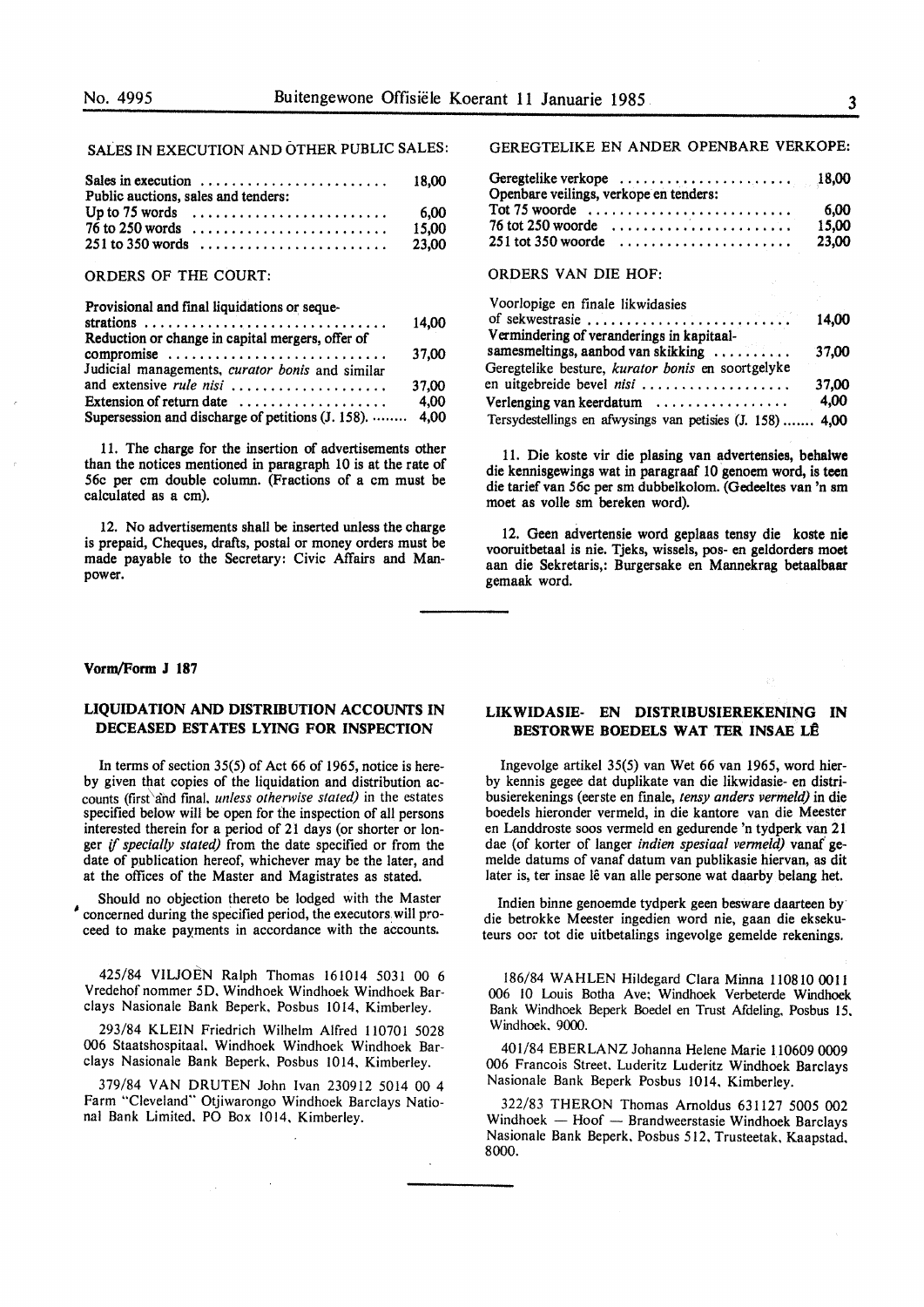SALES IN EXECUTION AND OTHER PUBLIC SALES:

| | |
|---|---|
| Sales in execution | 18,00 |
| Public auctions, sales and tenders: | |
| Up to 75 words | 6,00 |
| 76 to 250 words | 15,00 |
| 251 to 350 words | 23,00 |

ORDERS OF THE COURT:

| | |
|---|---|
| Provisional and final liquidations or sequestrations | 14,00 |
| Reduction or change in capital mergers, offer of compromise | 37,00 |
| Judicial managements, *curator bonis* and similar and extensive *rule nisi* | 37,00 |
| Extension of return date | 4,00 |
| Supersession and discharge of petitions (J. 158). | 4,00 |

11. The charge for the insertion of advertisements other than the notices mentioned in paragraph 10 is at the rate of 56c per cm double column. (Fractions of a cm must be calculated as a cm).

12. No advertisements shall be inserted unless the charge is prepaid, Cheques, drafts, postal or money orders must be made payable to the Secretary: Civic Affairs and Manpower.

GEREGTELIKE EN ANDER OPENBARE VERKOPE:

| | |
|---|---|
| Geregtelike verkope | 18,00 |
| Openbare veilings, verkope en tenders: | |
| Tot 75 woorde | 6,00 |
| 76 tot 250 woorde | 15,00 |
| 251 tot 350 woorde | 23,00 |

ORDERS VAN DIE HOF:

| | |
|---|---|
| Voorlopige en finale likwidasies of sekwestrasie | 14,00 |
| Vermindering of veranderings in kapitaalsamesmeltings, aanbod van skikking | 37,00 |
| Geregtelike besture, *kurator bonis* en soortgelyke en uitgebreide bevel *nisi* | 37,00 |
| Verlenging van keerdatum | 4,00 |
| Tersydestellings en afwysings van petisies (J. 158) | 4,00 |

11. Die koste vir die plasing van advertensies, behalwe die kennisgewings wat in paragraaf 10 genoem word, is teen die tarief van 56c per sm dubbelkolom. (Gedeeltes van 'n sm moet as volle sm bereken word).

12. Geen advertensie word geplaas tensy die koste nie vooruitbetaal is nie. Tjeks, wissels, pos- en geldorders moet aan die Sekretaris,: Burgersake en Mannekrag betaalbaar gemaak word.

---

**Vorm/Form J 187**

### LIQUIDATION AND DISTRIBUTION ACCOUNTS IN DECEASED ESTATES LYING FOR INSPECTION

In terms of section 35(5) of Act 66 of 1965, notice is hereby given that copies of the liquidation and distribution accounts (first and final, *unless otherwise stated)* in the estates specified below will be open for the inspection of all persons interested therein for a period of 21 days (or shorter or longer *if specially stated)* from the date specified or from the date of publication hereof, whichever may be the later, and at the offices of the Master and Magistrates as stated.

Should no objection thereto be lodged with the Master concerned during the specified period, the executors will proceed to make payments in accordance with the accounts.

425/84 VILJOEN Ralph Thomas 161014 5031 00 6 Vredehof nommer 5D, Windhoek Windhoek Windhoek Barclays Nasionale Bank Beperk, Posbus 1014, Kimberley.

293/84 KLEIN Friedrich Wilhelm Alfred 110701 5028 006 Staatshospitaal, Windhoek Windhoek Windhoek Barclays Nasionale Bank Beperk, Posbus 1014, Kimberley.

379/84 VAN DRUTEN John Ivan 230912 5014 00 4 Farm "Cleveland" Otjiwarongo Windhoek Barclays National Bank Limited, PO Box 1014, Kimberley.

### LIKWIDASIE- EN DISTRIBUSIEREKENING IN BESTORWE BOEDELS WAT TER INSAE LÊ

Ingevolge artikel 35(5) van Wet 66 van 1965, word hierby kennis gegee dat duplikate van die likwidasie- en distribusierekenings (eerste en finale, *tensy anders vermeld)* in die boedels hieronder vermeld, in die kantore van die Meester en Landdroste soos vermeld en gedurende 'n tydperk van 21 dae (of korter of langer *indien spesiaal vermeld)* vanaf gemelde datums of vanaf datum van publikasie hiervan, as dit later is, ter insae lê van alle persone wat daarby belang het.

Indien binne genoemde tydperk geen besware daarteen by die betrokke Meester ingedien word nie, gaan die eksekuteurs oor tot die uitbetalings ingevolge gemelde rekenings.

186/84 WAHLEN Hildegard Clara Minna 110810 0011 006 10 Louis Botha Ave; Windhoek Verbeterde Windhoek Bank Windhoek Beperk Boedel en Trust Afdeling, Posbus 15, Windhoek, 9000.

401/84 EBERLANZ Johanna Helene Marie 110609 0009 006 Francois Street, Luderitz Luderitz Windhoek Barclays Nasionale Bank Beperk Posbus 1014, Kimberley.

322/83 THERON Thomas Arnoldus 631127 5005 002 Windhoek — Hoof — Brandweerstasie Windhoek Barclays Nasionale Bank Beperk, Posbus 512, Trusteetak, Kaapstad, 8000.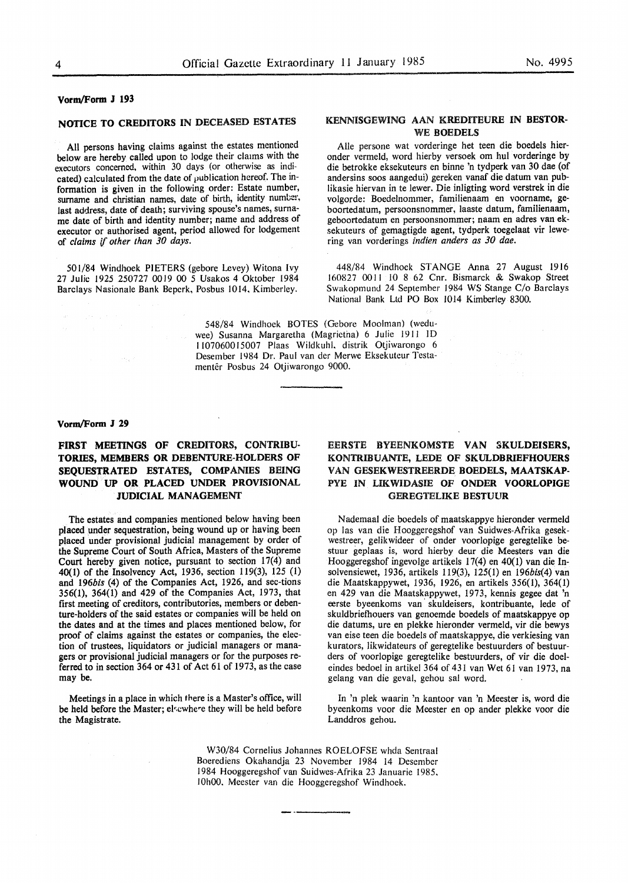**Vorm/Form J 193**

## NOTICE TO CREDITORS IN DECEASED ESTATES

All persons having claims against the estates mentioned below are hereby called upon to lodge their claims with the executors concerned, within 30 days (or otherwise as indicated) calculated from the date of publication hereof. The information is given in the following order: Estate number, surname and christian names, date of birth, identity number, last address, date of death; surviving spouse's names, surname date of birth and identity number; name and address of executor or authorised agent, period allowed for lodgement of *claims if other than 30 days.*

501/84 Windhoek PIETERS (gebore Levey) Witona Ivy 27 Julie 1925 250727 0019 00 5 Usakos 4 Oktober 1984 Barclays Nasionale Bank Beperk, Posbus 1014, Kimberley.

## KENNISGEWING AAN KREDITEURE IN BESTORWE BOEDELS

Alle persone wat vorderinge het teen die boedels hieronder vermeld, word hierby versoek om hul vorderinge by die betrokke eksekuteurs en binne 'n tydperk van 30 dae (of andersins soos aangedui) gereken vanaf die datum van publikasie hiervan in te lewer. Die inligting word verstrek in die volgorde: Boedelnommer, familienaam en voorname, geboortedatum, persoonsnommer, laaste datum, familienaam, geboortedatum en persoonsnommer; naam en adres van eksekuteurs of gemagtigde agent, tydperk toegelaat vir lewering van vorderings *indien anders as 30 dae.*

448/84 Windhoek STANGE Anna 27 August 1916 160827 0011 10 8 62 Cnr. Bismarck & Swakop Street Swakopmund 24 September 1984 WS Stange C/o Barclays National Bank Ltd PO Box 1014 Kimberley 8300.

548/84 Windhoek BOTES (Gebore Moolman) (weduwee) Susanna Margaretha (Magrietha) 6 Julie 1911 ID 1107060015007 Plaas Wildkuhl, distrik Otjiwarongo 6 Desember 1984 Dr. Paul van der Merwe Eksekuteur Testamentêr Posbus 24 Otjiwarongo 9000.

---

**Vorm/Form J 29**

## FIRST MEETINGS OF CREDITORS, CONTRIBUTORIES, MEMBERS OR DEBENTURE-HOLDERS OF SEQUESTRATED ESTATES, COMPANIES BEING WOUND UP OR PLACED UNDER PROVISIONAL JUDICIAL MANAGEMENT

The estates and companies mentioned below having been placed under sequestration, being wound up or having been placed under provisional judicial management by order of the Supreme Court of South Africa, Masters of the Supreme Court hereby given notice, pursuant to section 17(4) and 40(1) of the Insolvency Act, 1936, section 119(3), 125 (1) and 196*bis* (4) of the Companies Act, 1926, and sec-tions 356(1), 364(1) and 429 of the Companies Act, 1973, that first meeting of creditors, contributories, members or debenture-holders of the said estates or companies will be held on the dates and at the times and places mentioned below, for proof of claims against the estates or companies, the election of trustees, liquidators or judicial managers or managers or provisional judicial managers or for the purposes referred to in section 364 or 431 of Act 61 of 1973, as the case may be.

Meetings in a place in which there is a Master's office, will be held before the Master; elsewhere they will be held before the Magistrate.

## EERSTE BYEENKOMSTE VAN SKULDEISERS, KONTRIBUANTE, LEDE OF SKULDBRIEFHOUERS VAN GESEKWESTREERDE BOEDELS, MAATSKAPPYE IN LIKWIDASIE OF ONDER VOORLOPIGE GEREGTELIKE BESTUUR

Nademaal die boedels of maatskappye hieronder vermeld op las van die Hooggeregshof van Suidwes-Afrika gesekwestreer, gelikwideer of onder voorlopige geregtelike bestuur geplaas is, word hierby deur die Meesters van die Hooggeregshof ingevolge artikels 17(4) en 40(1) van die Insolvensiewet, 1936, artikels 119(3), 125(1) en 196*bis*(4) van die Maatskappywet, 1936, 1926, en artikels 356(1), 364(1) en 429 van die Maatskappywet, 1973, kennis gegee dat 'n eerste byeenkoms van skuldeisers, kontribuante, lede of skuldbriefhouers van genoemde boedels of maatskappye op die datums, ure en plekke hieronder vermeld, vir die bewys van eise teen die boedels of maatskappye, die verkiesing van kurators, likwidateurs of geregtelike bestuurders of bestuurders of voorlopige geregtelike bestuurders, of vir die doeleindes bedoel in artikel 364 of 431 van Wet 61 van 1973, na gelang van die geval, gehou sal word.

In 'n plek waarin 'n kantoor van 'n Meester is, word die byeenkoms voor die Meester en op ander plekke voor die Landdros gehou.

W30/84 Cornelius Johannes ROELOFSE whda Sentraal Boerediens Okahandja 23 November 1984 14 Desember 1984 Hooggeregshof van Suidwes-Afrika 23 Januarie 1985, 10h00. Meester van die Hooggeregshof Windhoek.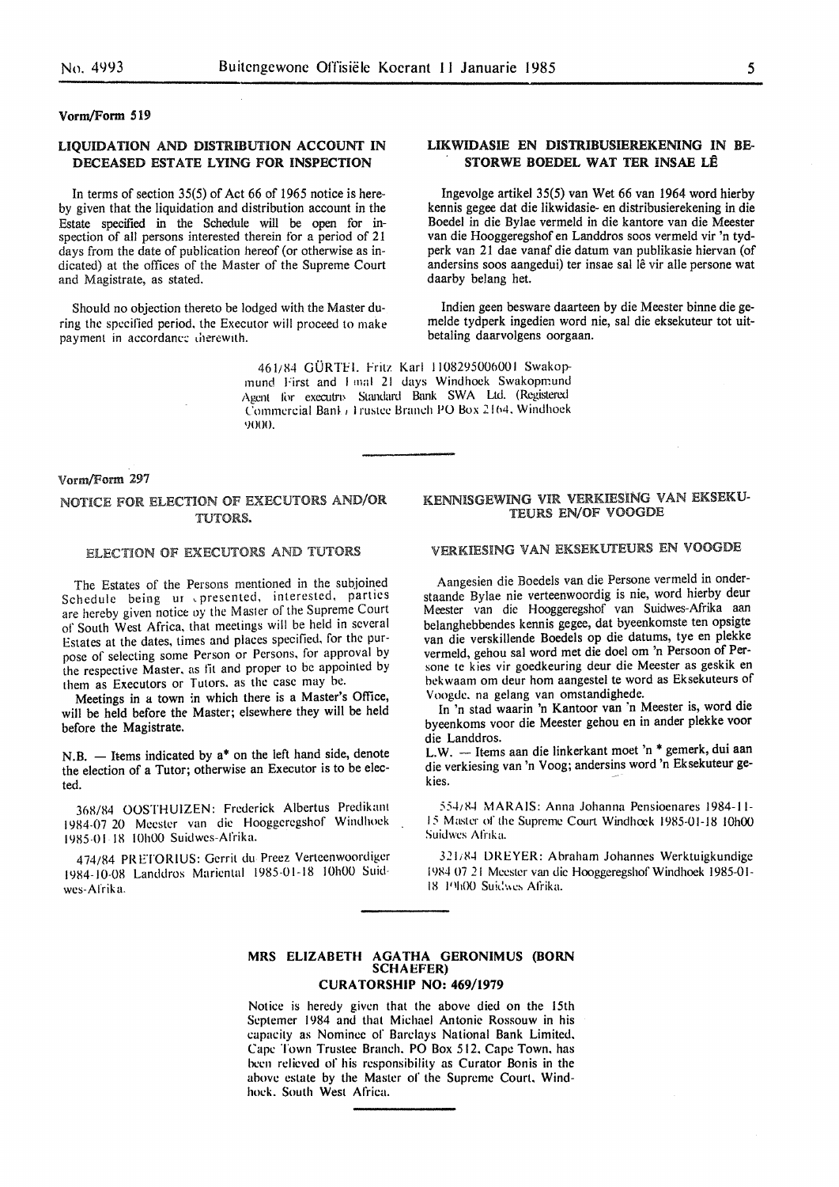**Vorm/Form 519**

## LIQUIDATION AND DISTRIBUTION ACCOUNT IN DECEASED ESTATE LYING FOR INSPECTION

In terms of section 35(5) of Act 66 of 1965 notice is hereby given that the liquidation and distribution account in the Estate specified in the Schedule will be open for inspection of all persons interested therein for a period of 21 days from the date of publication hereof (or otherwise as indicated) at the offices of the Master of the Supreme Court and Magistrate, as stated.

Should no objection thereto be lodged with the Master during the specified period, the Executor will proceed to make payment in accordance therewith.

## LIKWIDASIE EN DISTRIBUSIEREKENING IN BESTORWE BOEDEL WAT TER INSAE LÊ

Ingevolge artikel 35(5) van Wet 66 van 1964 word hierby kennis gegee dat die likwidasie- en distribusierekening in die Boedel in die Bylae vermeld in die kantore van die Meester van die Hooggeregshof en Landdros soos vermeld vir 'n tydperk van 21 dae vanaf die datum van publikasie hiervan (of andersins soos aangedui) ter insae sal lê vir alle persone wat daarby belang het.

Indien geen besware daarteen by die Meester binne die gemelde tydperk ingedien word nie, sal die eksekuteur tot uitbetaling daarvolgens oorgaan.

461/84 GÜRTEL Fritz Karl 1108295006001 Swakopmund First and Final 21 days Windhoek Swakopmund Agent for executrix Standard Bank SWA Ltd. (Registered Commercial Bank) Trustee Branch PO Box 2164, Windhoek 9000.

---

**Vorm/Form 297**

## NOTICE FOR ELECTION OF EXECUTORS AND/OR TUTORS.

### ELECTION OF EXECUTORS AND TUTORS

The Estates of the Persons mentioned in the subjoined Schedule being unrepresented, interested, parties are hereby given notice by the Master of the Supreme Court of South West Africa, that meetings will be held in several Estates at the dates, times and places specified, for the purpose of selecting some Person or Persons, for approval by the respective Master, as fit and proper to be appointed by them as Executors or Tutors, as the case may be.

Meetings in a town in which there is a Master's Office, will be held before the Master; elsewhere they will be held before the Magistrate.

N.B. — Items indicated by a* on the left hand side, denote the election of a Tutor; otherwise an Executor is to be elected.

368/84 OOSTHUIZEN: Frederick Albertus Predikant 1984-07-20 Meester van die Hooggeregshof Windhoek 1985-01-18 10h00 Suidwes-Afrika.

474/84 PRETORIUS: Gerrit du Preez Verteenwoordiger 1984-10-08 Landdros Mariental 1985-01-18 10h00 Suidwes-Afrika.

## KENNISGEWING VIR VERKIESING VAN EKSEKUTEURS EN/OF VOOGDE

### VERKIESING VAN EKSEKUTEURS EN VOOGDE

Aangesien die Boedels van die Persone vermeld in onderstaande Bylae nie verteenwoordig is nie, word hierby deur Meester van die Hooggeregshof van Suidwes-Afrika aan belanghebbendes kennis gegee, dat byeenkomste ten opsigte van die verskillende Boedels op die datums, tye en plekke vermeld, gehou sal word met die doel om 'n Persoon of Persone te kies vir goedkeuring deur die Meester as geskik en bekwaam om deur hom aangestel te word as Eksekuteurs of Voogde, na gelang van omstandighede.

In 'n stad waarin 'n Kantoor van 'n Meester is, word die byeenkoms voor die Meester gehou en in ander plekke voor die Landdros.

L.W. — Items aan die linkerkant moet 'n * gemerk, dui aan die verkiesing van 'n Voog; andersins word 'n Eksekuteur gekies.

554/84 MARAIS: Anna Johanna Pensioenares 1984-11-15 Master of the Supreme Court Windhoek 1985-01-18 10h00 Suidwes Afrika.

321/84 DREYER: Abraham Johannes Werktuigkundige 1984-07-21 Meester van die Hooggeregshof Windhoek 1985-01-18 10h00 Suidwes Afrika.

---

## MRS ELIZABETH AGATHA GERONIMUS (BORN SCHAEFER)
## CURATORSHIP NO: 469/1979

Notice is heredy given that the above died on the 15th Septemer 1984 and that Michael Antonie Rossouw in his capacity as Nominee of Barclays National Bank Limited, Cape Town Trustee Branch, PO Box 512, Cape Town, has been relieved of his responsibility as Curator Bonis in the above estate by the Master of the Supreme Court, Windhoek. South West Africa.